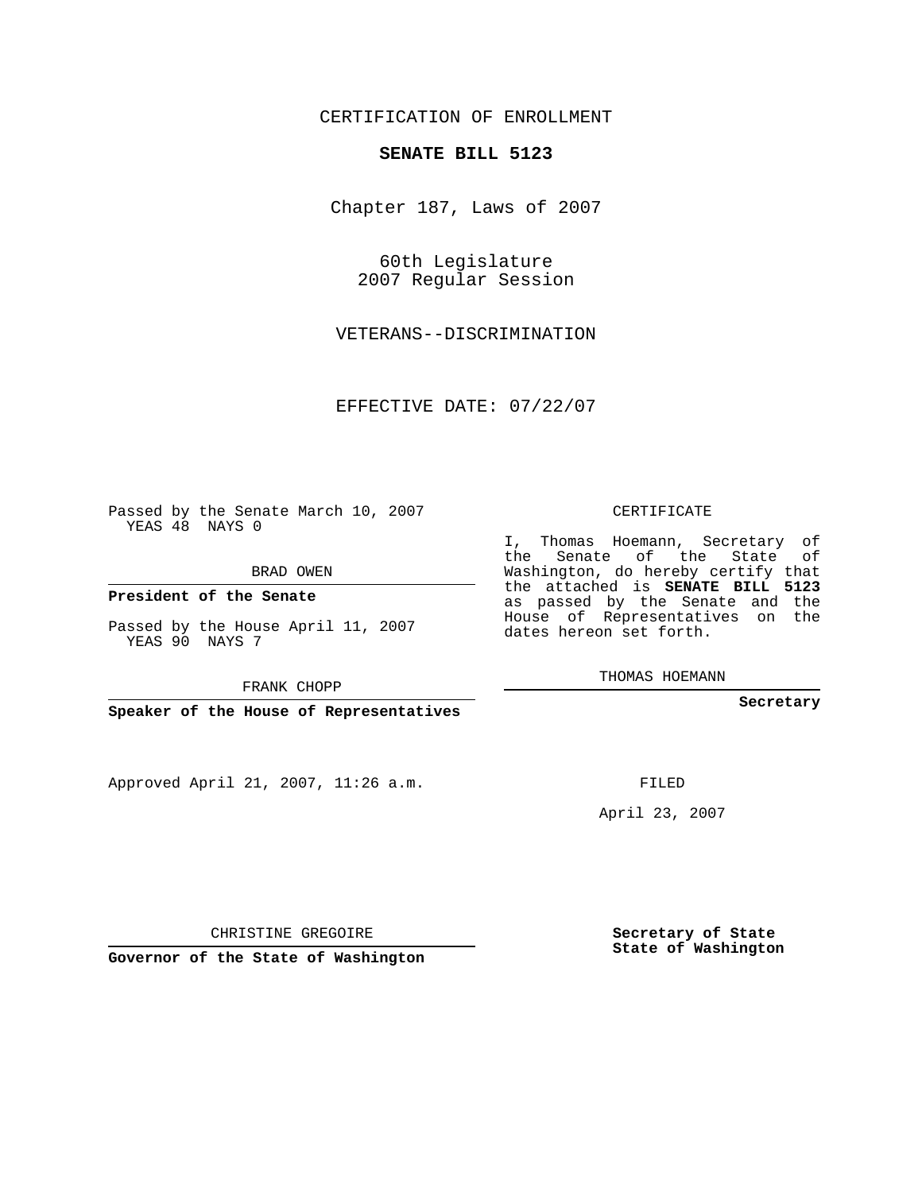CERTIFICATION OF ENROLLMENT

# SENATE BILL 5123

Chapter 187, Laws of 2007

60th Legislature
2007 Regular Session

VETERANS--DISCRIMINATION

EFFECTIVE DATE: 07/22/07

Passed by the Senate March 10, 2007
YEAS 48 NAYS 0

BRAD OWEN

**President of the Senate**

Passed by the House April 11, 2007
YEAS 90 NAYS 7

FRANK CHOPP

**Speaker of the House of Representatives**

Approved April 21, 2007, 11:26 a.m.

CHRISTINE GREGOIRE

**Governor of the State of Washington**

CERTIFICATE

I, Thomas Hoemann, Secretary of the Senate of the State of Washington, do hereby certify that the attached is **SENATE BILL 5123** as passed by the Senate and the House of Representatives on the dates hereon set forth.

THOMAS HOEMANN

**Secretary**

FILED

April 23, 2007

**Secretary of State**
**State of Washington**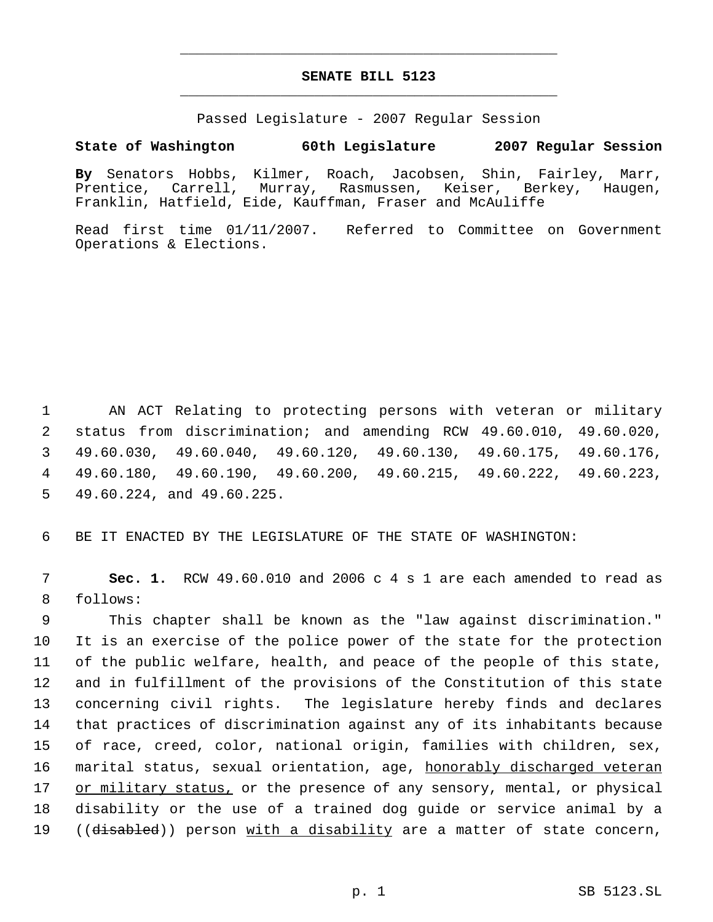# SENATE BILL 5123

Passed Legislature - 2007 Regular Session

**State of Washington 60th Legislature 2007 Regular Session**

**By** Senators Hobbs, Kilmer, Roach, Jacobsen, Shin, Fairley, Marr, Prentice, Carrell, Murray, Rasmussen, Keiser, Berkey, Haugen, Franklin, Hatfield, Eide, Kauffman, Fraser and McAuliffe

Read first time 01/11/2007. Referred to Committee on Government Operations & Elections.

1 AN ACT Relating to protecting persons with veteran or military
2 status from discrimination; and amending RCW 49.60.010, 49.60.020,
3 49.60.030, 49.60.040, 49.60.120, 49.60.130, 49.60.175, 49.60.176,
4 49.60.180, 49.60.190, 49.60.200, 49.60.215, 49.60.222, 49.60.223,
5 49.60.224, and 49.60.225.

6 BE IT ENACTED BY THE LEGISLATURE OF THE STATE OF WASHINGTON:

7 **Sec. 1.** RCW 49.60.010 and 2006 c 4 s 1 are each amended to read as
8 follows:

9 This chapter shall be known as the "law against discrimination."
10 It is an exercise of the police power of the state for the protection
11 of the public welfare, health, and peace of the people of this state,
12 and in fulfillment of the provisions of the Constitution of this state
13 concerning civil rights. The legislature hereby finds and declares
14 that practices of discrimination against any of its inhabitants because
15 of race, creed, color, national origin, families with children, sex,
16 marital status, sexual orientation, age, honorably discharged veteran
17 or military status, or the presence of any sensory, mental, or physical
18 disability or the use of a trained dog guide or service animal by a
19 ((~~disabled~~)) person with a disability are a matter of state concern,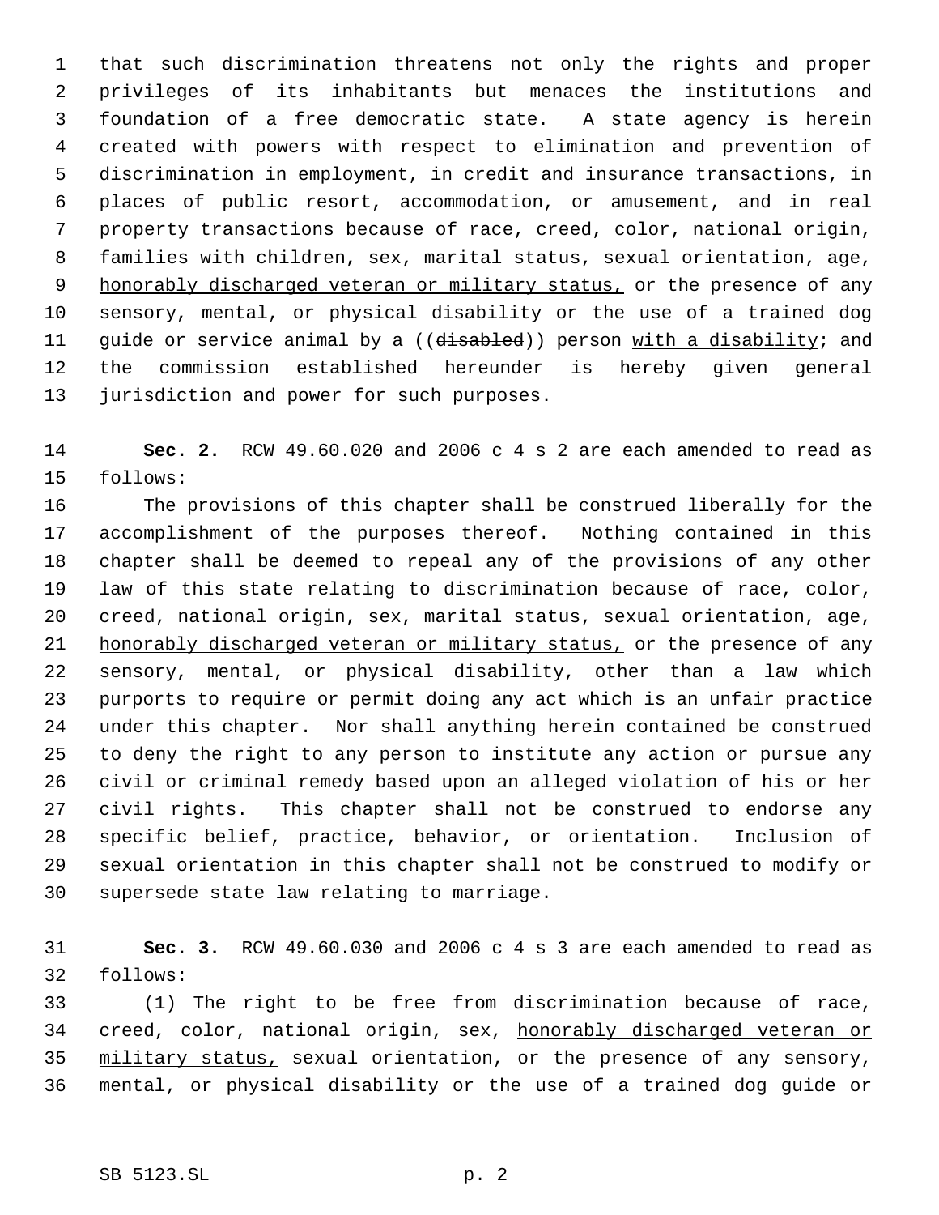that such discrimination threatens not only the rights and proper privileges of its inhabitants but menaces the institutions and foundation of a free democratic state. A state agency is herein created with powers with respect to elimination and prevention of discrimination in employment, in credit and insurance transactions, in places of public resort, accommodation, or amusement, and in real property transactions because of race, creed, color, national origin, families with children, sex, marital status, sexual orientation, age, <u>honorably discharged veteran or military status,</u> or the presence of any sensory, mental, or physical disability or the use of a trained dog guide or service animal by a ((~~disabled~~)) person <u>with a disability</u>; and the commission established hereunder is hereby given general jurisdiction and power for such purposes.

**Sec. 2.** RCW 49.60.020 and 2006 c 4 s 2 are each amended to read as follows:

The provisions of this chapter shall be construed liberally for the accomplishment of the purposes thereof. Nothing contained in this chapter shall be deemed to repeal any of the provisions of any other law of this state relating to discrimination because of race, color, creed, national origin, sex, marital status, sexual orientation, age, <u>honorably discharged veteran or military status,</u> or the presence of any sensory, mental, or physical disability, other than a law which purports to require or permit doing any act which is an unfair practice under this chapter. Nor shall anything herein contained be construed to deny the right to any person to institute any action or pursue any civil or criminal remedy based upon an alleged violation of his or her civil rights. This chapter shall not be construed to endorse any specific belief, practice, behavior, or orientation. Inclusion of sexual orientation in this chapter shall not be construed to modify or supersede state law relating to marriage.

**Sec. 3.** RCW 49.60.030 and 2006 c 4 s 3 are each amended to read as follows:

(1) The right to be free from discrimination because of race, creed, color, national origin, sex, <u>honorably discharged veteran or military status,</u> sexual orientation, or the presence of any sensory, mental, or physical disability or the use of a trained dog guide or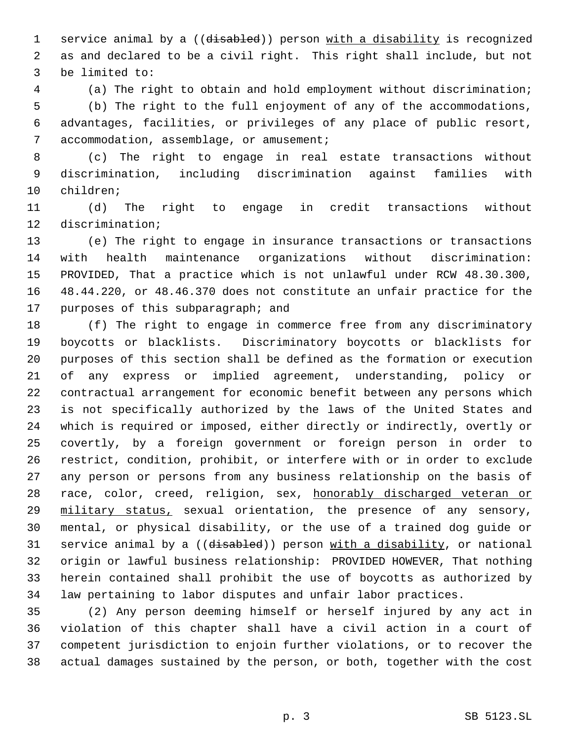service animal by a ((~~disabled~~)) person <u>with a disability</u> is recognized as and declared to be a civil right. This right shall include, but not be limited to:

(a) The right to obtain and hold employment without discrimination;

(b) The right to the full enjoyment of any of the accommodations, advantages, facilities, or privileges of any place of public resort, accommodation, assemblage, or amusement;

(c) The right to engage in real estate transactions without discrimination, including discrimination against families with children;

(d) The right to engage in credit transactions without discrimination;

(e) The right to engage in insurance transactions or transactions with health maintenance organizations without discrimination: PROVIDED, That a practice which is not unlawful under RCW 48.30.300, 48.44.220, or 48.46.370 does not constitute an unfair practice for the purposes of this subparagraph; and

(f) The right to engage in commerce free from any discriminatory boycotts or blacklists. Discriminatory boycotts or blacklists for purposes of this section shall be defined as the formation or execution of any express or implied agreement, understanding, policy or contractual arrangement for economic benefit between any persons which is not specifically authorized by the laws of the United States and which is required or imposed, either directly or indirectly, overtly or covertly, by a foreign government or foreign person in order to restrict, condition, prohibit, or interfere with or in order to exclude any person or persons from any business relationship on the basis of race, color, creed, religion, sex, <u>honorably discharged veteran or military status,</u> sexual orientation, the presence of any sensory, mental, or physical disability, or the use of a trained dog guide or service animal by a ((~~disabled~~)) person <u>with a disability</u>, or national origin or lawful business relationship: PROVIDED HOWEVER, That nothing herein contained shall prohibit the use of boycotts as authorized by law pertaining to labor disputes and unfair labor practices.

(2) Any person deeming himself or herself injured by any act in violation of this chapter shall have a civil action in a court of competent jurisdiction to enjoin further violations, or to recover the actual damages sustained by the person, or both, together with the cost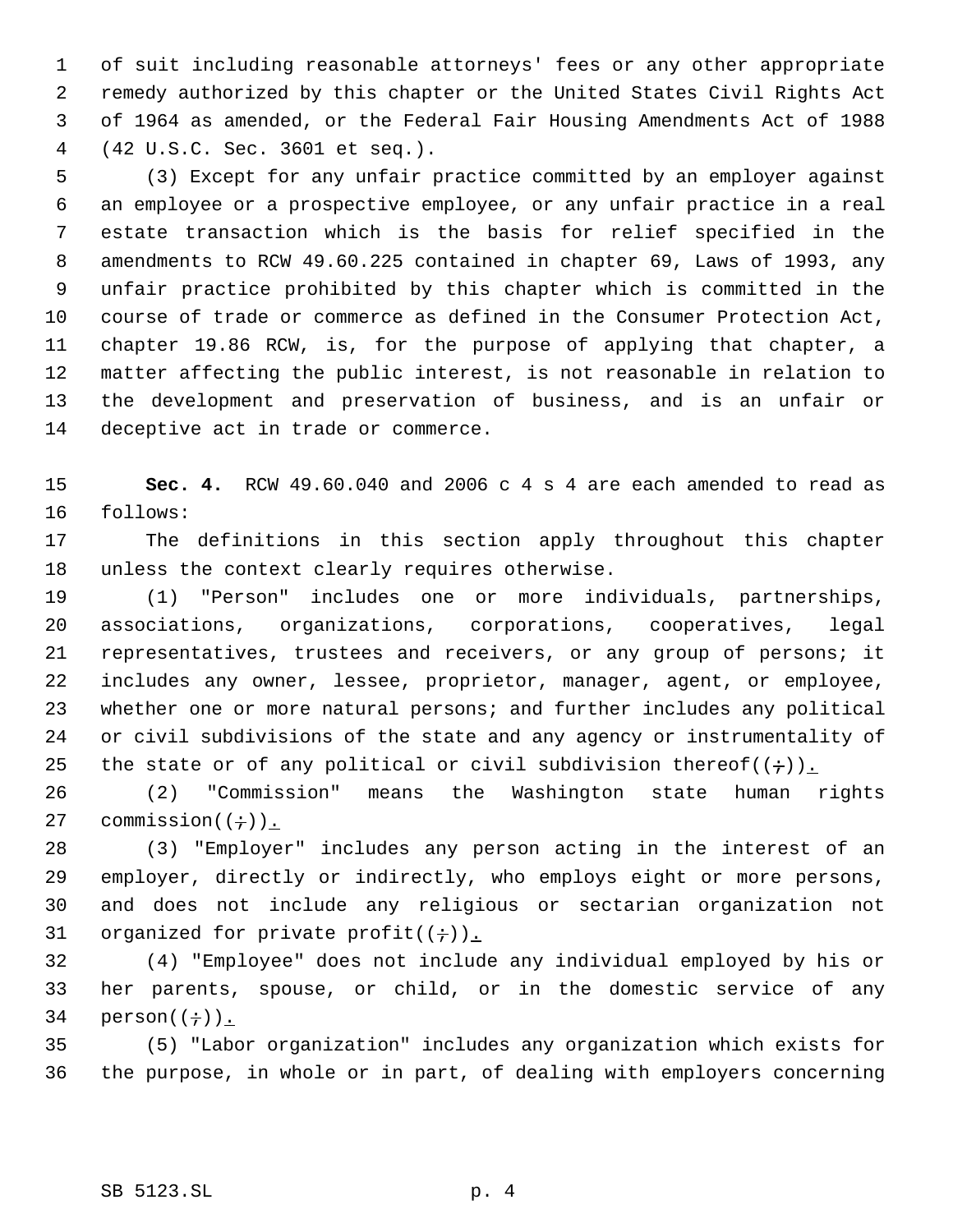of suit including reasonable attorneys' fees or any other appropriate remedy authorized by this chapter or the United States Civil Rights Act of 1964 as amended, or the Federal Fair Housing Amendments Act of 1988 (42 U.S.C. Sec. 3601 et seq.).

(3) Except for any unfair practice committed by an employer against an employee or a prospective employee, or any unfair practice in a real estate transaction which is the basis for relief specified in the amendments to RCW 49.60.225 contained in chapter 69, Laws of 1993, any unfair practice prohibited by this chapter which is committed in the course of trade or commerce as defined in the Consumer Protection Act, chapter 19.86 RCW, is, for the purpose of applying that chapter, a matter affecting the public interest, is not reasonable in relation to the development and preservation of business, and is an unfair or deceptive act in trade or commerce.

**Sec. 4.** RCW 49.60.040 and 2006 c 4 s 4 are each amended to read as follows:

The definitions in this section apply throughout this chapter unless the context clearly requires otherwise.

(1) "Person" includes one or more individuals, partnerships, associations, organizations, corporations, cooperatives, legal representatives, trustees and receivers, or any group of persons; it includes any owner, lessee, proprietor, manager, agent, or employee, whether one or more natural persons; and further includes any political or civil subdivisions of the state and any agency or instrumentality of the state or of any political or civil subdivision thereof((~~;~~)).

(2) "Commission" means the Washington state human rights commission((~~;~~)).

(3) "Employer" includes any person acting in the interest of an employer, directly or indirectly, who employs eight or more persons, and does not include any religious or sectarian organization not organized for private profit((~~;~~)).

(4) "Employee" does not include any individual employed by his or her parents, spouse, or child, or in the domestic service of any person((~~;~~)).

(5) "Labor organization" includes any organization which exists for the purpose, in whole or in part, of dealing with employers concerning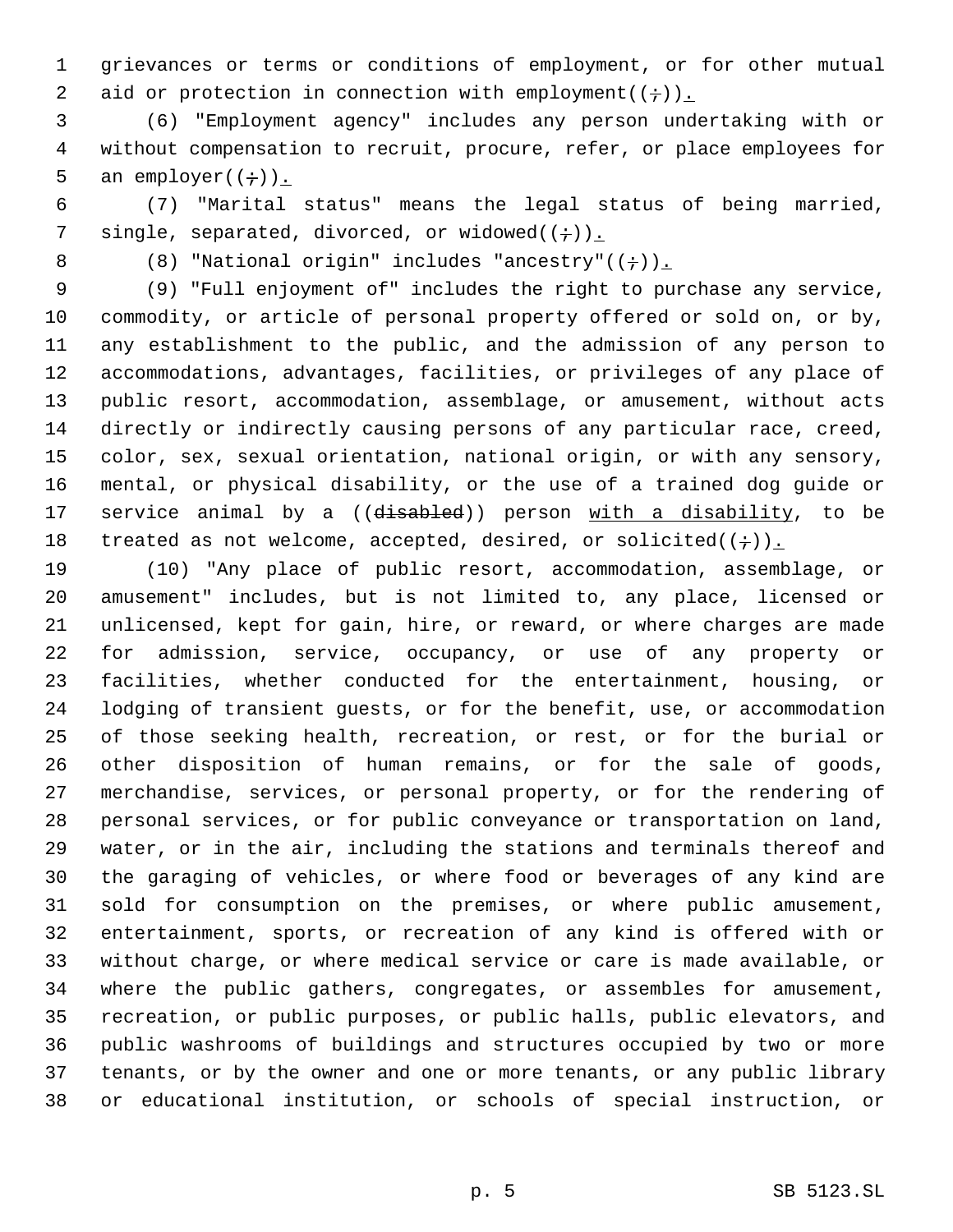grievances or terms or conditions of employment, or for other mutual aid or protection in connection with employment((;)).

(6) "Employment agency" includes any person undertaking with or without compensation to recruit, procure, refer, or place employees for an employer((;)).

(7) "Marital status" means the legal status of being married, single, separated, divorced, or widowed((;)).

(8) "National origin" includes "ancestry"((;)).

(9) "Full enjoyment of" includes the right to purchase any service, commodity, or article of personal property offered or sold on, or by, any establishment to the public, and the admission of any person to accommodations, advantages, facilities, or privileges of any place of public resort, accommodation, assemblage, or amusement, without acts directly or indirectly causing persons of any particular race, creed, color, sex, sexual orientation, national origin, or with any sensory, mental, or physical disability, or the use of a trained dog guide or service animal by a ((~~disabled~~)) person with a disability, to be treated as not welcome, accepted, desired, or solicited((;)).

(10) "Any place of public resort, accommodation, assemblage, or amusement" includes, but is not limited to, any place, licensed or unlicensed, kept for gain, hire, or reward, or where charges are made for admission, service, occupancy, or use of any property or facilities, whether conducted for the entertainment, housing, or lodging of transient guests, or for the benefit, use, or accommodation of those seeking health, recreation, or rest, or for the burial or other disposition of human remains, or for the sale of goods, merchandise, services, or personal property, or for the rendering of personal services, or for public conveyance or transportation on land, water, or in the air, including the stations and terminals thereof and the garaging of vehicles, or where food or beverages of any kind are sold for consumption on the premises, or where public amusement, entertainment, sports, or recreation of any kind is offered with or without charge, or where medical service or care is made available, or where the public gathers, congregates, or assembles for amusement, recreation, or public purposes, or public halls, public elevators, and public washrooms of buildings and structures occupied by two or more tenants, or by the owner and one or more tenants, or any public library or educational institution, or schools of special instruction, or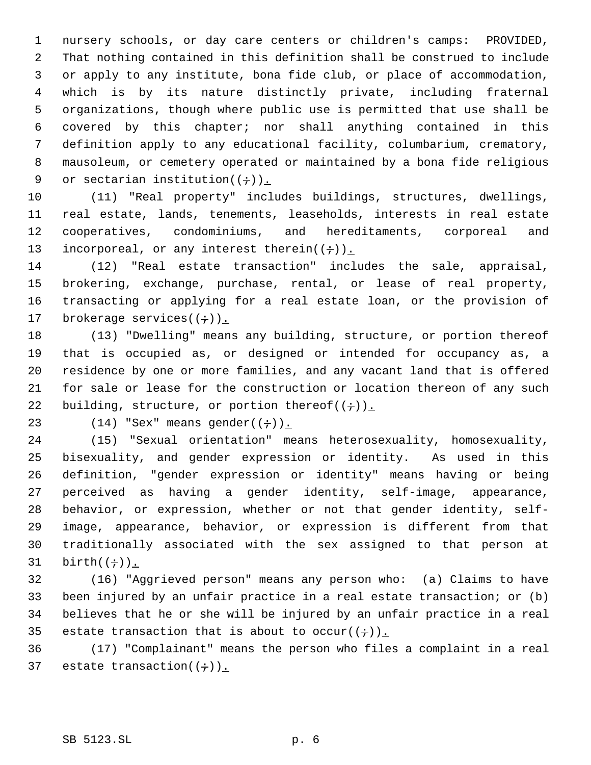nursery schools, or day care centers or children's camps: PROVIDED, That nothing contained in this definition shall be construed to include or apply to any institute, bona fide club, or place of accommodation, which is by its nature distinctly private, including fraternal organizations, though where public use is permitted that use shall be covered by this chapter; nor shall anything contained in this definition apply to any educational facility, columbarium, crematory, mausoleum, or cemetery operated or maintained by a bona fide religious or sectarian institution((;)).

(11) "Real property" includes buildings, structures, dwellings, real estate, lands, tenements, leaseholds, interests in real estate cooperatives, condominiums, and hereditaments, corporeal and incorporeal, or any interest therein((;)).

(12) "Real estate transaction" includes the sale, appraisal, brokering, exchange, purchase, rental, or lease of real property, transacting or applying for a real estate loan, or the provision of brokerage services((;)).

(13) "Dwelling" means any building, structure, or portion thereof that is occupied as, or designed or intended for occupancy as, a residence by one or more families, and any vacant land that is offered for sale or lease for the construction or location thereon of any such building, structure, or portion thereof((;)).

(14) "Sex" means gender((;)).

(15) "Sexual orientation" means heterosexuality, homosexuality, bisexuality, and gender expression or identity. As used in this definition, "gender expression or identity" means having or being perceived as having a gender identity, self-image, appearance, behavior, or expression, whether or not that gender identity, self-image, appearance, behavior, or expression is different from that traditionally associated with the sex assigned to that person at birth((;)).

(16) "Aggrieved person" means any person who: (a) Claims to have been injured by an unfair practice in a real estate transaction; or (b) believes that he or she will be injured by an unfair practice in a real estate transaction that is about to occur((;)).

(17) "Complainant" means the person who files a complaint in a real estate transaction((;)).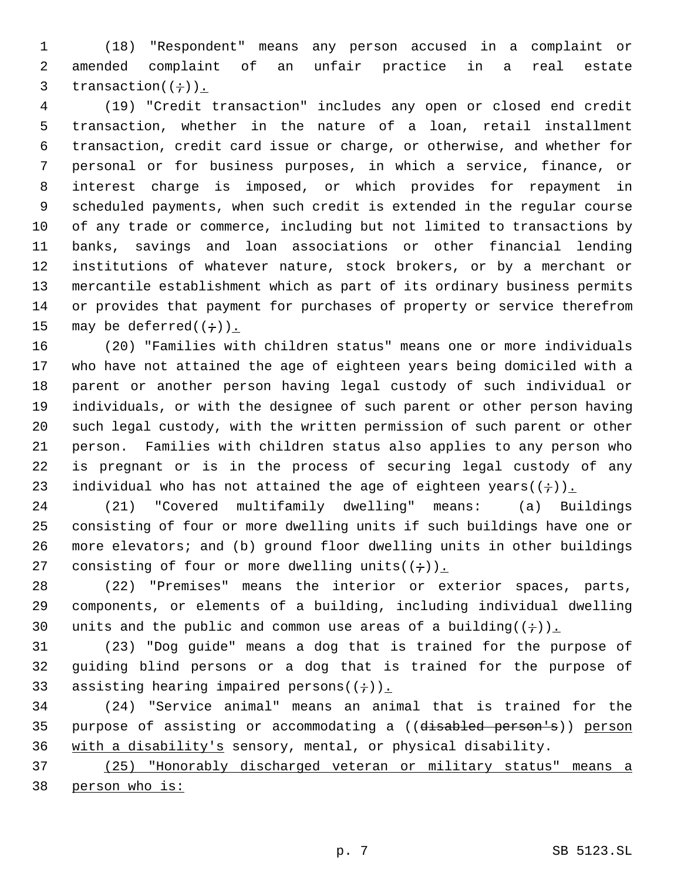(18) "Respondent" means any person accused in a complaint or amended complaint of an unfair practice in a real estate transaction((;)).

(19) "Credit transaction" includes any open or closed end credit transaction, whether in the nature of a loan, retail installment transaction, credit card issue or charge, or otherwise, and whether for personal or for business purposes, in which a service, finance, or interest charge is imposed, or which provides for repayment in scheduled payments, when such credit is extended in the regular course of any trade or commerce, including but not limited to transactions by banks, savings and loan associations or other financial lending institutions of whatever nature, stock brokers, or by a merchant or mercantile establishment which as part of its ordinary business permits or provides that payment for purchases of property or service therefrom may be deferred((;)).

(20) "Families with children status" means one or more individuals who have not attained the age of eighteen years being domiciled with a parent or another person having legal custody of such individual or individuals, or with the designee of such parent or other person having such legal custody, with the written permission of such parent or other person. Families with children status also applies to any person who is pregnant or is in the process of securing legal custody of any individual who has not attained the age of eighteen years((;)).

(21) "Covered multifamily dwelling" means: (a) Buildings consisting of four or more dwelling units if such buildings have one or more elevators; and (b) ground floor dwelling units in other buildings consisting of four or more dwelling units((;)).

(22) "Premises" means the interior or exterior spaces, parts, components, or elements of a building, including individual dwelling units and the public and common use areas of a building((;)).

(23) "Dog guide" means a dog that is trained for the purpose of guiding blind persons or a dog that is trained for the purpose of assisting hearing impaired persons((;)).

(24) "Service animal" means an animal that is trained for the purpose of assisting or accommodating a ((~~disabled person's~~)) <u>person with a disability's</u> sensory, mental, or physical disability.

<u>(25) "Honorably discharged veteran or military status" means a person who is:</u>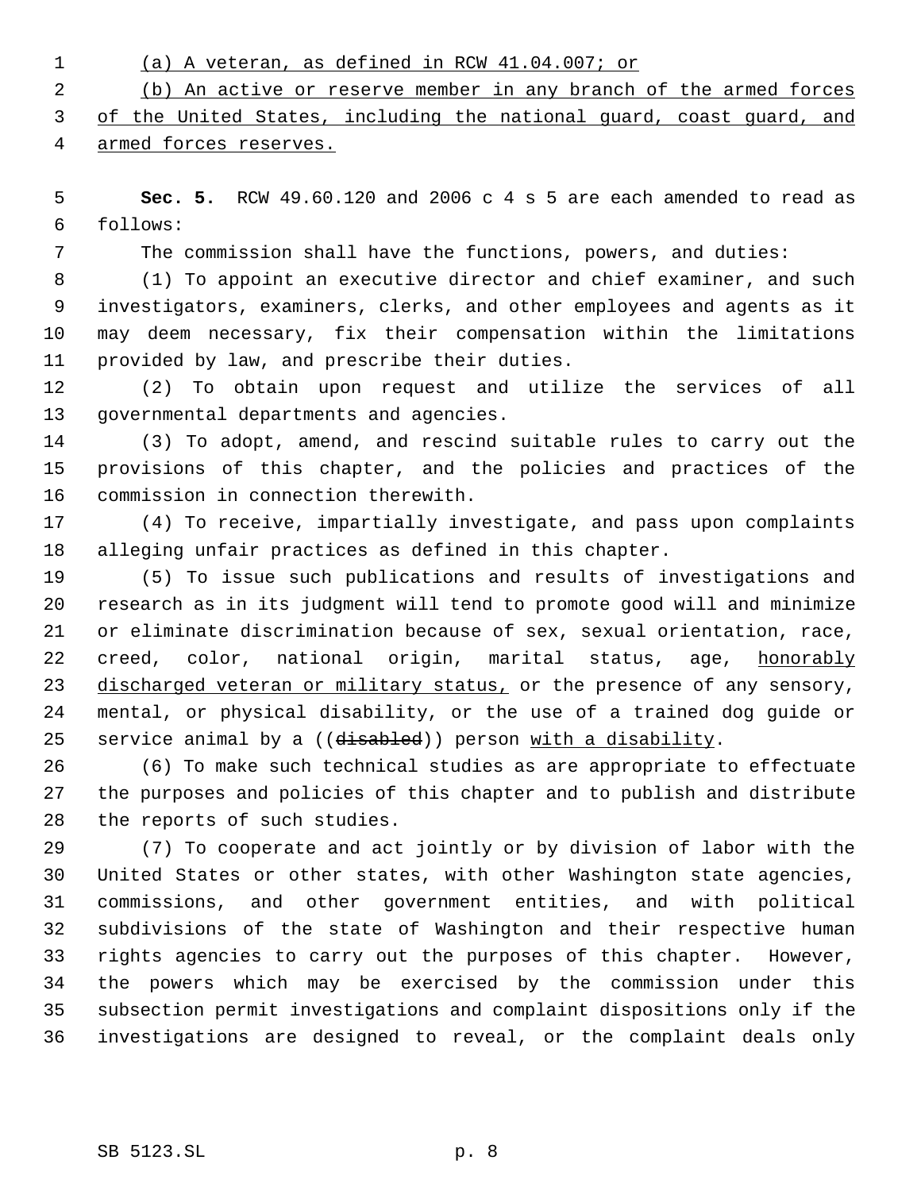(a) A veteran, as defined in RCW 41.04.007; or

(b) An active or reserve member in any branch of the armed forces of the United States, including the national guard, coast guard, and armed forces reserves.

**Sec. 5.** RCW 49.60.120 and 2006 c 4 s 5 are each amended to read as follows:

The commission shall have the functions, powers, and duties:

(1) To appoint an executive director and chief examiner, and such investigators, examiners, clerks, and other employees and agents as it may deem necessary, fix their compensation within the limitations provided by law, and prescribe their duties.

(2) To obtain upon request and utilize the services of all governmental departments and agencies.

(3) To adopt, amend, and rescind suitable rules to carry out the provisions of this chapter, and the policies and practices of the commission in connection therewith.

(4) To receive, impartially investigate, and pass upon complaints alleging unfair practices as defined in this chapter.

(5) To issue such publications and results of investigations and research as in its judgment will tend to promote good will and minimize or eliminate discrimination because of sex, sexual orientation, race, creed, color, national origin, marital status, age, honorably discharged veteran or military status, or the presence of any sensory, mental, or physical disability, or the use of a trained dog guide or service animal by a ((~~disabled~~)) person with a disability.

(6) To make such technical studies as are appropriate to effectuate the purposes and policies of this chapter and to publish and distribute the reports of such studies.

(7) To cooperate and act jointly or by division of labor with the United States or other states, with other Washington state agencies, commissions, and other government entities, and with political subdivisions of the state of Washington and their respective human rights agencies to carry out the purposes of this chapter. However, the powers which may be exercised by the commission under this subsection permit investigations and complaint dispositions only if the investigations are designed to reveal, or the complaint deals only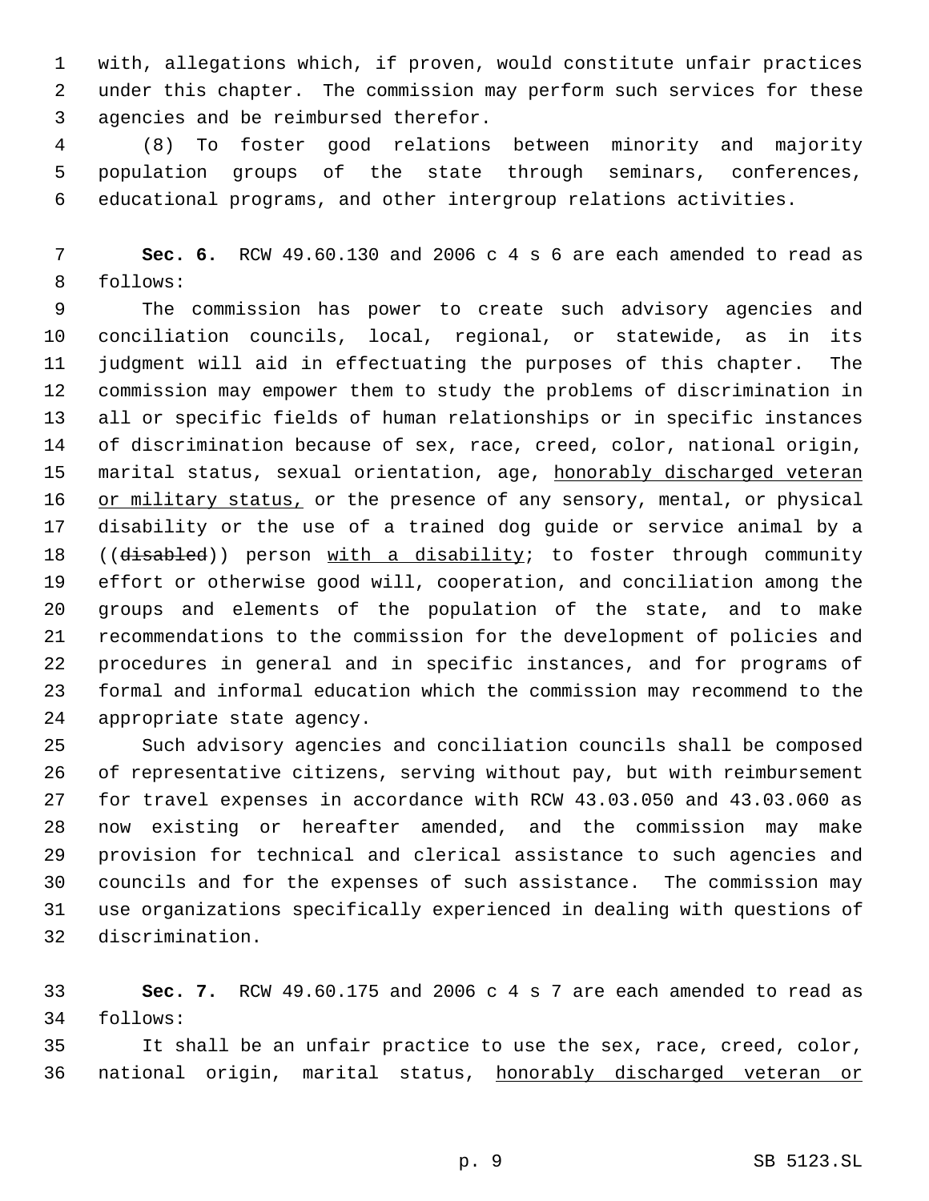with, allegations which, if proven, would constitute unfair practices under this chapter. The commission may perform such services for these agencies and be reimbursed therefor.

(8) To foster good relations between minority and majority population groups of the state through seminars, conferences, educational programs, and other intergroup relations activities.

**Sec. 6.** RCW 49.60.130 and 2006 c 4 s 6 are each amended to read as follows:

The commission has power to create such advisory agencies and conciliation councils, local, regional, or statewide, as in its judgment will aid in effectuating the purposes of this chapter. The commission may empower them to study the problems of discrimination in all or specific fields of human relationships or in specific instances of discrimination because of sex, race, creed, color, national origin, marital status, sexual orientation, age, <u>honorably discharged veteran or military status,</u> or the presence of any sensory, mental, or physical disability or the use of a trained dog guide or service animal by a ((~~disabled~~)) person <u>with a disability</u>; to foster through community effort or otherwise good will, cooperation, and conciliation among the groups and elements of the population of the state, and to make recommendations to the commission for the development of policies and procedures in general and in specific instances, and for programs of formal and informal education which the commission may recommend to the appropriate state agency.

Such advisory agencies and conciliation councils shall be composed of representative citizens, serving without pay, but with reimbursement for travel expenses in accordance with RCW 43.03.050 and 43.03.060 as now existing or hereafter amended, and the commission may make provision for technical and clerical assistance to such agencies and councils and for the expenses of such assistance. The commission may use organizations specifically experienced in dealing with questions of discrimination.

**Sec. 7.** RCW 49.60.175 and 2006 c 4 s 7 are each amended to read as follows:

It shall be an unfair practice to use the sex, race, creed, color, national origin, marital status, <u>honorably discharged veteran or</u>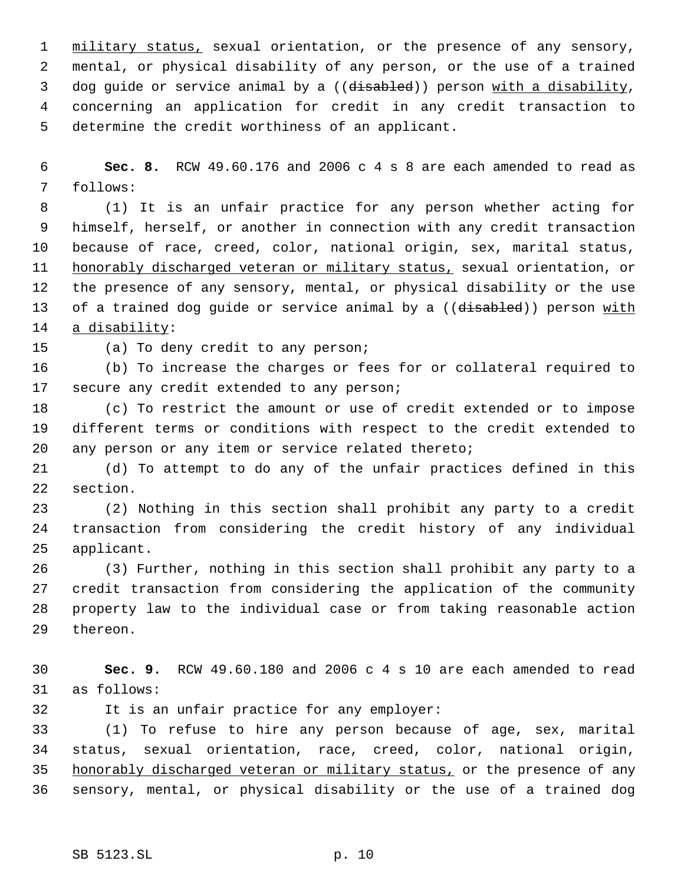military status, sexual orientation, or the presence of any sensory, mental, or physical disability of any person, or the use of a trained dog guide or service animal by a ((~~disabled~~)) person with a disability, concerning an application for credit in any credit transaction to determine the credit worthiness of an applicant.

**Sec. 8.** RCW 49.60.176 and 2006 c 4 s 8 are each amended to read as follows:

(1) It is an unfair practice for any person whether acting for himself, herself, or another in connection with any credit transaction because of race, creed, color, national origin, sex, marital status, honorably discharged veteran or military status, sexual orientation, or the presence of any sensory, mental, or physical disability or the use of a trained dog guide or service animal by a ((~~disabled~~)) person with a disability:

(a) To deny credit to any person;

(b) To increase the charges or fees for or collateral required to secure any credit extended to any person;

(c) To restrict the amount or use of credit extended or to impose different terms or conditions with respect to the credit extended to any person or any item or service related thereto;

(d) To attempt to do any of the unfair practices defined in this section.

(2) Nothing in this section shall prohibit any party to a credit transaction from considering the credit history of any individual applicant.

(3) Further, nothing in this section shall prohibit any party to a credit transaction from considering the application of the community property law to the individual case or from taking reasonable action thereon.

**Sec. 9.** RCW 49.60.180 and 2006 c 4 s 10 are each amended to read as follows:

It is an unfair practice for any employer:

(1) To refuse to hire any person because of age, sex, marital status, sexual orientation, race, creed, color, national origin, honorably discharged veteran or military status, or the presence of any sensory, mental, or physical disability or the use of a trained dog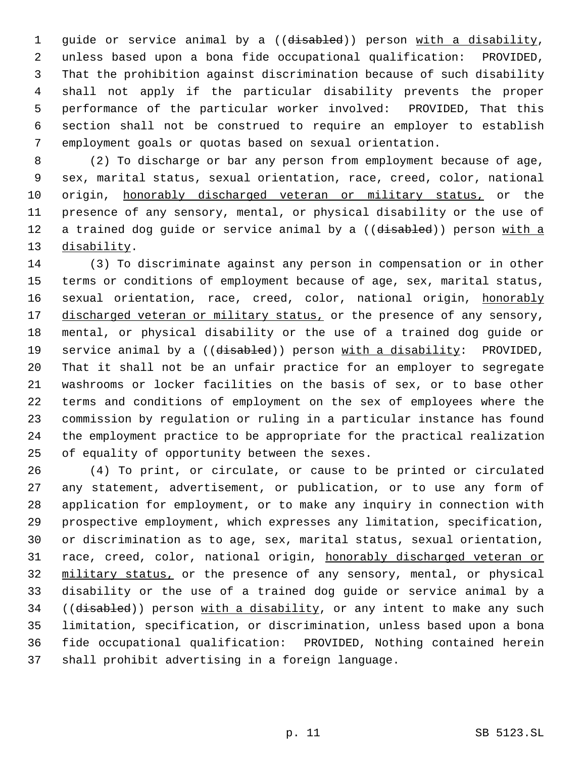guide or service animal by a ((~~disabled~~)) person <u>with a disability</u>, unless based upon a bona fide occupational qualification: PROVIDED, That the prohibition against discrimination because of such disability shall not apply if the particular disability prevents the proper performance of the particular worker involved: PROVIDED, That this section shall not be construed to require an employer to establish employment goals or quotas based on sexual orientation.

(2) To discharge or bar any person from employment because of age, sex, marital status, sexual orientation, race, creed, color, national origin, <u>honorably discharged veteran or military status,</u> or the presence of any sensory, mental, or physical disability or the use of a trained dog guide or service animal by a ((~~disabled~~)) person <u>with a disability</u>.

(3) To discriminate against any person in compensation or in other terms or conditions of employment because of age, sex, marital status, sexual orientation, race, creed, color, national origin, <u>honorably discharged veteran or military status,</u> or the presence of any sensory, mental, or physical disability or the use of a trained dog guide or service animal by a ((~~disabled~~)) person <u>with a disability</u>: PROVIDED, That it shall not be an unfair practice for an employer to segregate washrooms or locker facilities on the basis of sex, or to base other terms and conditions of employment on the sex of employees where the commission by regulation or ruling in a particular instance has found the employment practice to be appropriate for the practical realization of equality of opportunity between the sexes.

(4) To print, or circulate, or cause to be printed or circulated any statement, advertisement, or publication, or to use any form of application for employment, or to make any inquiry in connection with prospective employment, which expresses any limitation, specification, or discrimination as to age, sex, marital status, sexual orientation, race, creed, color, national origin, <u>honorably discharged veteran or military status,</u> or the presence of any sensory, mental, or physical disability or the use of a trained dog guide or service animal by a ((~~disabled~~)) person <u>with a disability</u>, or any intent to make any such limitation, specification, or discrimination, unless based upon a bona fide occupational qualification: PROVIDED, Nothing contained herein shall prohibit advertising in a foreign language.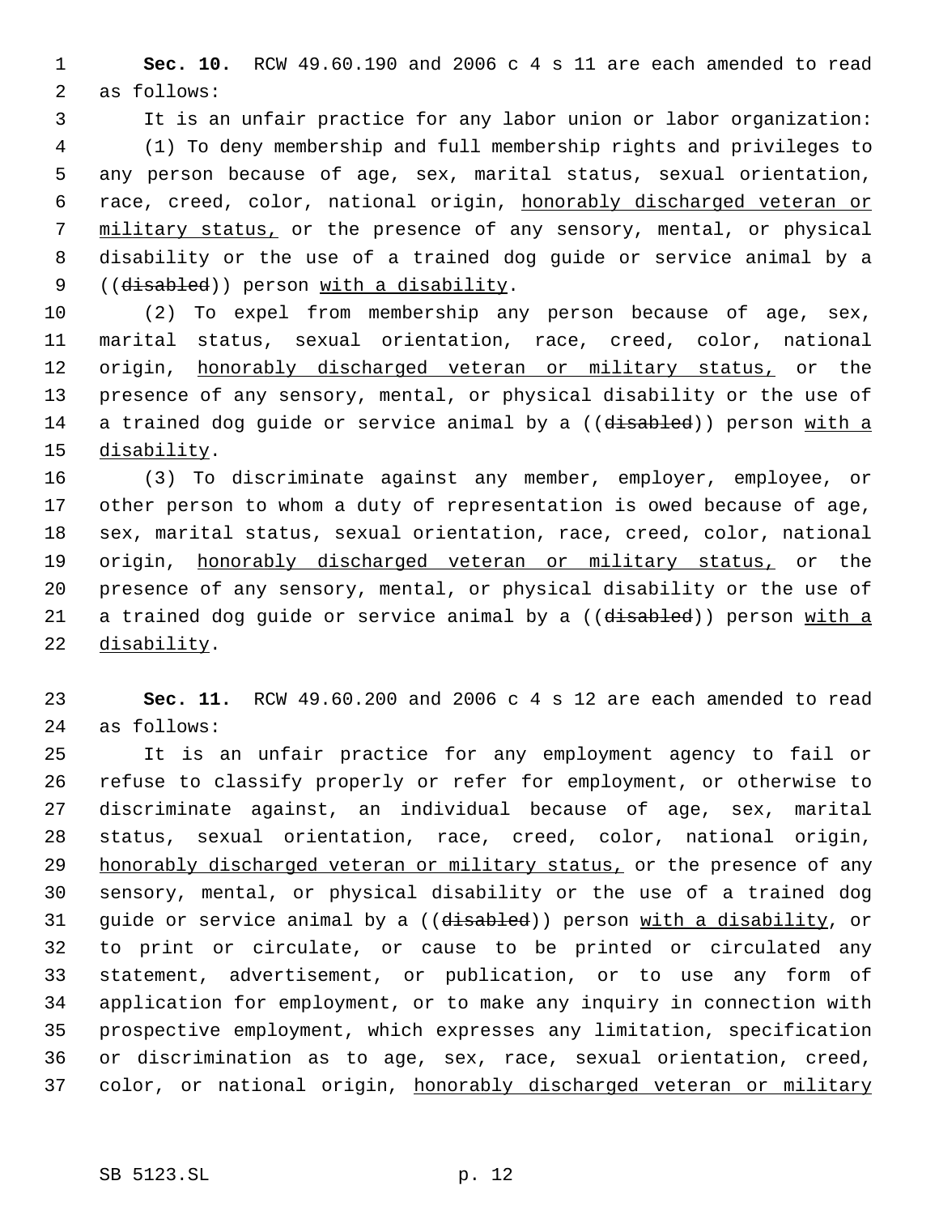**Sec. 10.** RCW 49.60.190 and 2006 c 4 s 11 are each amended to read as follows:

It is an unfair practice for any labor union or labor organization:

(1) To deny membership and full membership rights and privileges to any person because of age, sex, marital status, sexual orientation, race, creed, color, national origin, honorably discharged veteran or military status, or the presence of any sensory, mental, or physical disability or the use of a trained dog guide or service animal by a ((~~disabled~~)) person with a disability.

(2) To expel from membership any person because of age, sex, marital status, sexual orientation, race, creed, color, national origin, honorably discharged veteran or military status, or the presence of any sensory, mental, or physical disability or the use of a trained dog guide or service animal by a ((~~disabled~~)) person with a disability.

(3) To discriminate against any member, employer, employee, or other person to whom a duty of representation is owed because of age, sex, marital status, sexual orientation, race, creed, color, national origin, honorably discharged veteran or military status, or the presence of any sensory, mental, or physical disability or the use of a trained dog guide or service animal by a ((~~disabled~~)) person with a disability.

**Sec. 11.** RCW 49.60.200 and 2006 c 4 s 12 are each amended to read as follows:

It is an unfair practice for any employment agency to fail or refuse to classify properly or refer for employment, or otherwise to discriminate against, an individual because of age, sex, marital status, sexual orientation, race, creed, color, national origin, honorably discharged veteran or military status, or the presence of any sensory, mental, or physical disability or the use of a trained dog guide or service animal by a ((~~disabled~~)) person with a disability, or to print or circulate, or cause to be printed or circulated any statement, advertisement, or publication, or to use any form of application for employment, or to make any inquiry in connection with prospective employment, which expresses any limitation, specification or discrimination as to age, sex, race, sexual orientation, creed, color, or national origin, honorably discharged veteran or military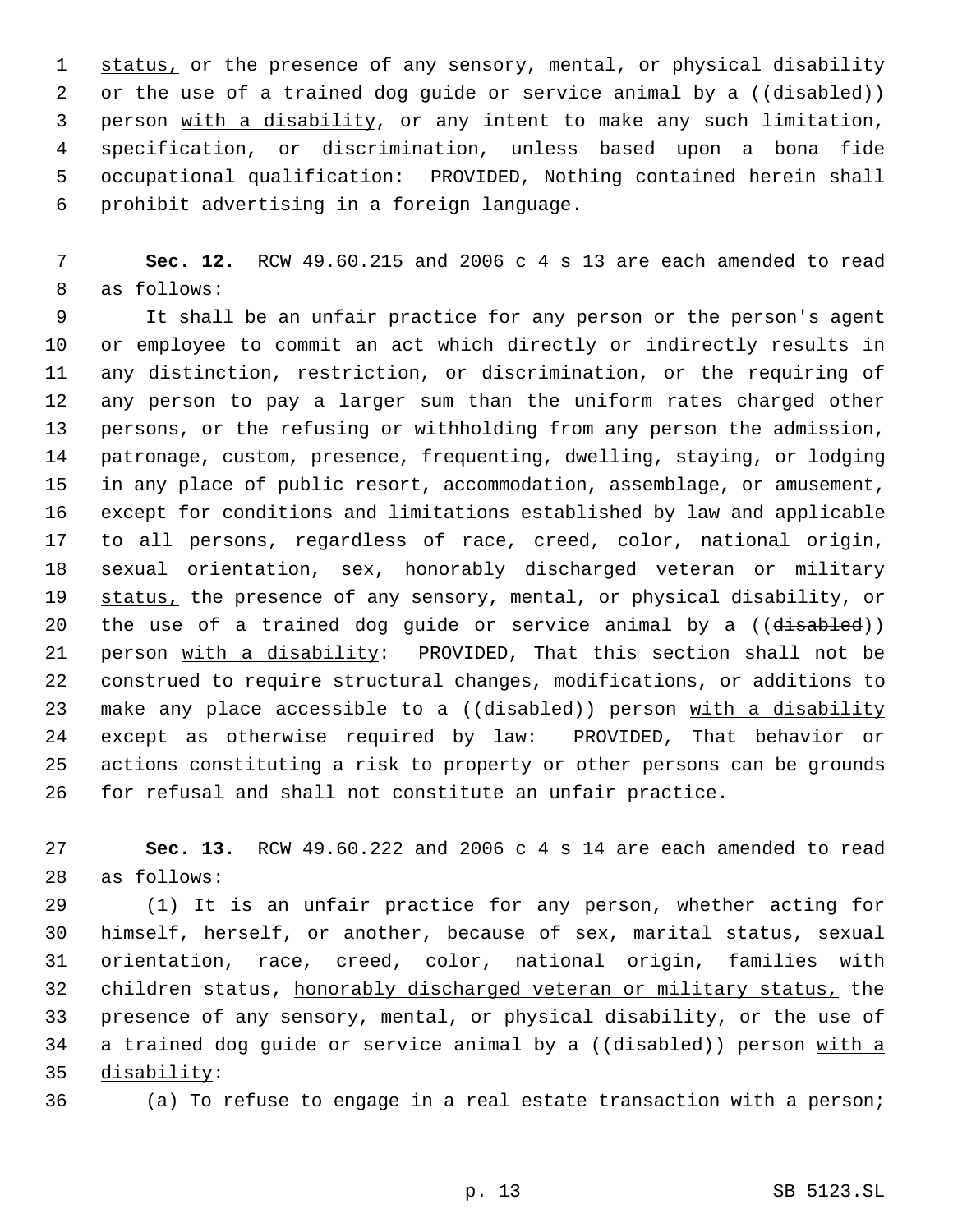status, or the presence of any sensory, mental, or physical disability or the use of a trained dog guide or service animal by a ((~~disabled~~)) person with a disability, or any intent to make any such limitation, specification, or discrimination, unless based upon a bona fide occupational qualification: PROVIDED, Nothing contained herein shall prohibit advertising in a foreign language.

**Sec. 12.** RCW 49.60.215 and 2006 c 4 s 13 are each amended to read as follows:

It shall be an unfair practice for any person or the person's agent or employee to commit an act which directly or indirectly results in any distinction, restriction, or discrimination, or the requiring of any person to pay a larger sum than the uniform rates charged other persons, or the refusing or withholding from any person the admission, patronage, custom, presence, frequenting, dwelling, staying, or lodging in any place of public resort, accommodation, assemblage, or amusement, except for conditions and limitations established by law and applicable to all persons, regardless of race, creed, color, national origin, sexual orientation, sex, honorably discharged veteran or military status, the presence of any sensory, mental, or physical disability, or the use of a trained dog guide or service animal by a ((~~disabled~~)) person with a disability: PROVIDED, That this section shall not be construed to require structural changes, modifications, or additions to make any place accessible to a ((~~disabled~~)) person with a disability except as otherwise required by law: PROVIDED, That behavior or actions constituting a risk to property or other persons can be grounds for refusal and shall not constitute an unfair practice.

**Sec. 13.** RCW 49.60.222 and 2006 c 4 s 14 are each amended to read as follows:

(1) It is an unfair practice for any person, whether acting for himself, herself, or another, because of sex, marital status, sexual orientation, race, creed, color, national origin, families with children status, honorably discharged veteran or military status, the presence of any sensory, mental, or physical disability, or the use of a trained dog guide or service animal by a ((~~disabled~~)) person with a disability:

(a) To refuse to engage in a real estate transaction with a person;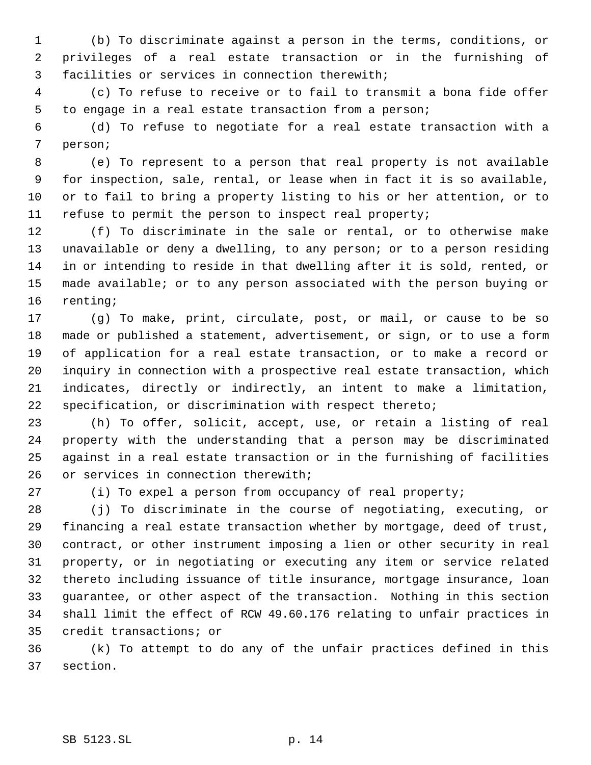(b) To discriminate against a person in the terms, conditions, or privileges of a real estate transaction or in the furnishing of facilities or services in connection therewith;

(c) To refuse to receive or to fail to transmit a bona fide offer to engage in a real estate transaction from a person;

(d) To refuse to negotiate for a real estate transaction with a person;

(e) To represent to a person that real property is not available for inspection, sale, rental, or lease when in fact it is so available, or to fail to bring a property listing to his or her attention, or to refuse to permit the person to inspect real property;

(f) To discriminate in the sale or rental, or to otherwise make unavailable or deny a dwelling, to any person; or to a person residing in or intending to reside in that dwelling after it is sold, rented, or made available; or to any person associated with the person buying or renting;

(g) To make, print, circulate, post, or mail, or cause to be so made or published a statement, advertisement, or sign, or to use a form of application for a real estate transaction, or to make a record or inquiry in connection with a prospective real estate transaction, which indicates, directly or indirectly, an intent to make a limitation, specification, or discrimination with respect thereto;

(h) To offer, solicit, accept, use, or retain a listing of real property with the understanding that a person may be discriminated against in a real estate transaction or in the furnishing of facilities or services in connection therewith;

(i) To expel a person from occupancy of real property;

(j) To discriminate in the course of negotiating, executing, or financing a real estate transaction whether by mortgage, deed of trust, contract, or other instrument imposing a lien or other security in real property, or in negotiating or executing any item or service related thereto including issuance of title insurance, mortgage insurance, loan guarantee, or other aspect of the transaction. Nothing in this section shall limit the effect of RCW 49.60.176 relating to unfair practices in credit transactions; or

(k) To attempt to do any of the unfair practices defined in this section.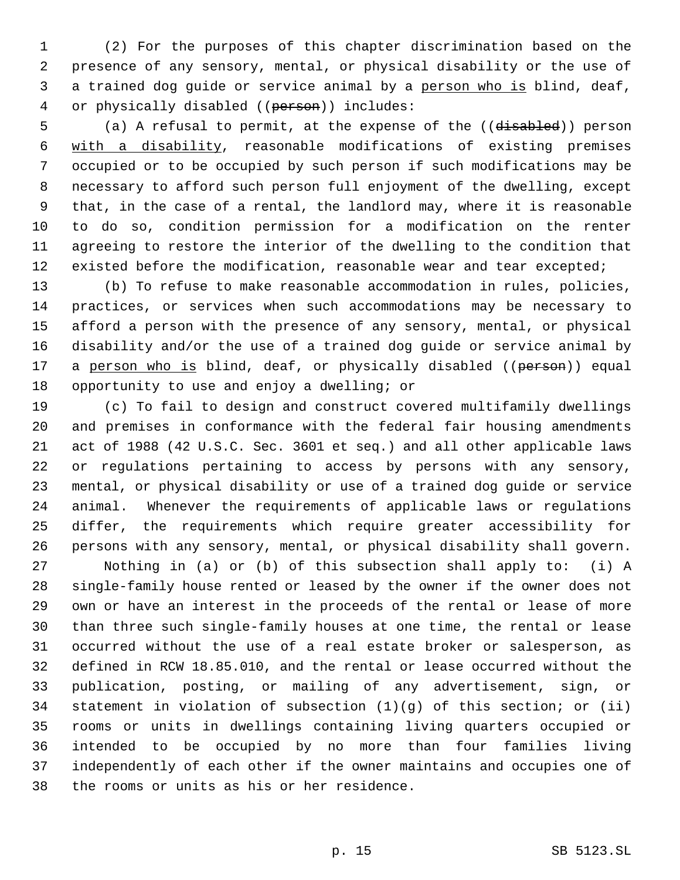(2) For the purposes of this chapter discrimination based on the presence of any sensory, mental, or physical disability or the use of a trained dog guide or service animal by a <u>person who is</u> blind, deaf, or physically disabled ((~~person~~)) includes:

(a) A refusal to permit, at the expense of the ((~~disabled~~)) person <u>with a disability</u>, reasonable modifications of existing premises occupied or to be occupied by such person if such modifications may be necessary to afford such person full enjoyment of the dwelling, except that, in the case of a rental, the landlord may, where it is reasonable to do so, condition permission for a modification on the renter agreeing to restore the interior of the dwelling to the condition that existed before the modification, reasonable wear and tear excepted;

(b) To refuse to make reasonable accommodation in rules, policies, practices, or services when such accommodations may be necessary to afford a person with the presence of any sensory, mental, or physical disability and/or the use of a trained dog guide or service animal by a <u>person who is</u> blind, deaf, or physically disabled ((~~person~~)) equal opportunity to use and enjoy a dwelling; or

(c) To fail to design and construct covered multifamily dwellings and premises in conformance with the federal fair housing amendments act of 1988 (42 U.S.C. Sec. 3601 et seq.) and all other applicable laws or regulations pertaining to access by persons with any sensory, mental, or physical disability or use of a trained dog guide or service animal. Whenever the requirements of applicable laws or regulations differ, the requirements which require greater accessibility for persons with any sensory, mental, or physical disability shall govern.

Nothing in (a) or (b) of this subsection shall apply to: (i) A single-family house rented or leased by the owner if the owner does not own or have an interest in the proceeds of the rental or lease of more than three such single-family houses at one time, the rental or lease occurred without the use of a real estate broker or salesperson, as defined in RCW 18.85.010, and the rental or lease occurred without the publication, posting, or mailing of any advertisement, sign, or statement in violation of subsection (1)(g) of this section; or (ii) rooms or units in dwellings containing living quarters occupied or intended to be occupied by no more than four families living independently of each other if the owner maintains and occupies one of the rooms or units as his or her residence.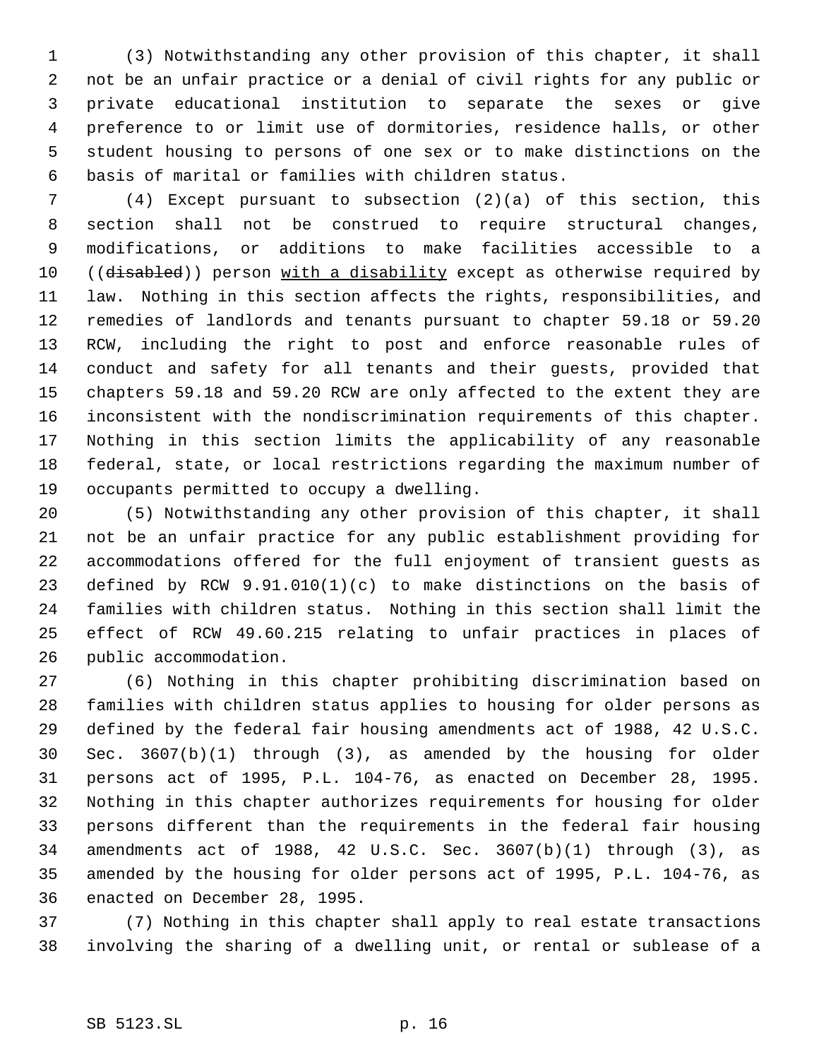(3) Notwithstanding any other provision of this chapter, it shall not be an unfair practice or a denial of civil rights for any public or private educational institution to separate the sexes or give preference to or limit use of dormitories, residence halls, or other student housing to persons of one sex or to make distinctions on the basis of marital or families with children status.

(4) Except pursuant to subsection (2)(a) of this section, this section shall not be construed to require structural changes, modifications, or additions to make facilities accessible to a ((~~disabled~~)) person <u>with a disability</u> except as otherwise required by law. Nothing in this section affects the rights, responsibilities, and remedies of landlords and tenants pursuant to chapter 59.18 or 59.20 RCW, including the right to post and enforce reasonable rules of conduct and safety for all tenants and their guests, provided that chapters 59.18 and 59.20 RCW are only affected to the extent they are inconsistent with the nondiscrimination requirements of this chapter. Nothing in this section limits the applicability of any reasonable federal, state, or local restrictions regarding the maximum number of occupants permitted to occupy a dwelling.

(5) Notwithstanding any other provision of this chapter, it shall not be an unfair practice for any public establishment providing for accommodations offered for the full enjoyment of transient guests as defined by RCW 9.91.010(1)(c) to make distinctions on the basis of families with children status. Nothing in this section shall limit the effect of RCW 49.60.215 relating to unfair practices in places of public accommodation.

(6) Nothing in this chapter prohibiting discrimination based on families with children status applies to housing for older persons as defined by the federal fair housing amendments act of 1988, 42 U.S.C. Sec. 3607(b)(1) through (3), as amended by the housing for older persons act of 1995, P.L. 104-76, as enacted on December 28, 1995. Nothing in this chapter authorizes requirements for housing for older persons different than the requirements in the federal fair housing amendments act of 1988, 42 U.S.C. Sec. 3607(b)(1) through (3), as amended by the housing for older persons act of 1995, P.L. 104-76, as enacted on December 28, 1995.

(7) Nothing in this chapter shall apply to real estate transactions involving the sharing of a dwelling unit, or rental or sublease of a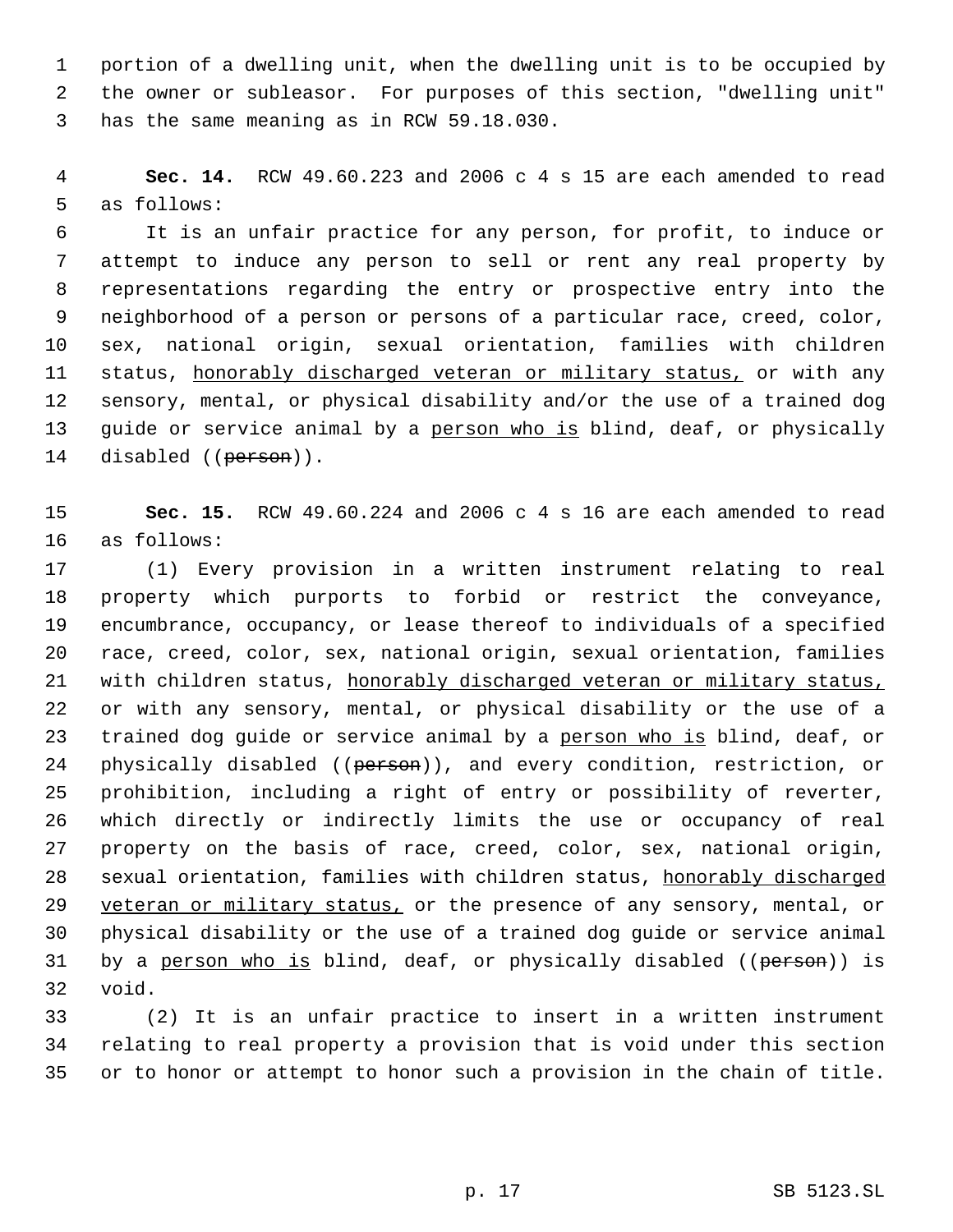portion of a dwelling unit, when the dwelling unit is to be occupied by the owner or subleasor. For purposes of this section, "dwelling unit" has the same meaning as in RCW 59.18.030.

**Sec. 14.** RCW 49.60.223 and 2006 c 4 s 15 are each amended to read as follows:

It is an unfair practice for any person, for profit, to induce or attempt to induce any person to sell or rent any real property by representations regarding the entry or prospective entry into the neighborhood of a person or persons of a particular race, creed, color, sex, national origin, sexual orientation, families with children status, honorably discharged veteran or military status, or with any sensory, mental, or physical disability and/or the use of a trained dog guide or service animal by a person who is blind, deaf, or physically disabled ((person)).

**Sec. 15.** RCW 49.60.224 and 2006 c 4 s 16 are each amended to read as follows:

(1) Every provision in a written instrument relating to real property which purports to forbid or restrict the conveyance, encumbrance, occupancy, or lease thereof to individuals of a specified race, creed, color, sex, national origin, sexual orientation, families with children status, honorably discharged veteran or military status, or with any sensory, mental, or physical disability or the use of a trained dog guide or service animal by a person who is blind, deaf, or physically disabled ((person)), and every condition, restriction, or prohibition, including a right of entry or possibility of reverter, which directly or indirectly limits the use or occupancy of real property on the basis of race, creed, color, sex, national origin, sexual orientation, families with children status, honorably discharged veteran or military status, or the presence of any sensory, mental, or physical disability or the use of a trained dog guide or service animal by a person who is blind, deaf, or physically disabled ((person)) is void.

(2) It is an unfair practice to insert in a written instrument relating to real property a provision that is void under this section or to honor or attempt to honor such a provision in the chain of title.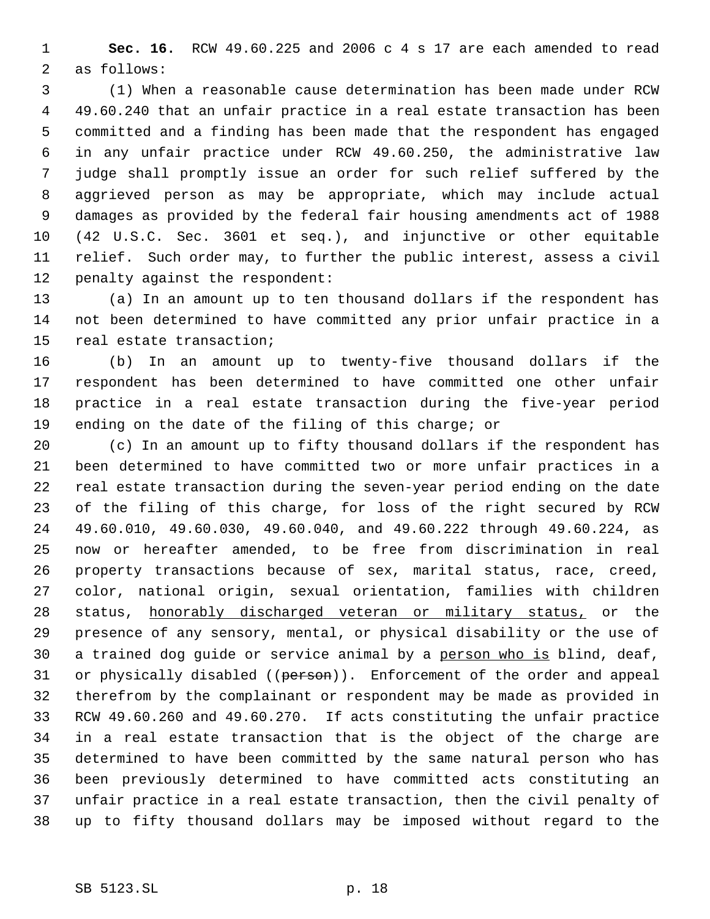**Sec. 16.** RCW 49.60.225 and 2006 c 4 s 17 are each amended to read as follows:

(1) When a reasonable cause determination has been made under RCW 49.60.240 that an unfair practice in a real estate transaction has been committed and a finding has been made that the respondent has engaged in any unfair practice under RCW 49.60.250, the administrative law judge shall promptly issue an order for such relief suffered by the aggrieved person as may be appropriate, which may include actual damages as provided by the federal fair housing amendments act of 1988 (42 U.S.C. Sec. 3601 et seq.), and injunctive or other equitable relief. Such order may, to further the public interest, assess a civil penalty against the respondent:

(a) In an amount up to ten thousand dollars if the respondent has not been determined to have committed any prior unfair practice in a real estate transaction;

(b) In an amount up to twenty-five thousand dollars if the respondent has been determined to have committed one other unfair practice in a real estate transaction during the five-year period ending on the date of the filing of this charge; or

(c) In an amount up to fifty thousand dollars if the respondent has been determined to have committed two or more unfair practices in a real estate transaction during the seven-year period ending on the date of the filing of this charge, for loss of the right secured by RCW 49.60.010, 49.60.030, 49.60.040, and 49.60.222 through 49.60.224, as now or hereafter amended, to be free from discrimination in real property transactions because of sex, marital status, race, creed, color, national origin, sexual orientation, families with children status, <u>honorably discharged veteran or military status,</u> or the presence of any sensory, mental, or physical disability or the use of a trained dog guide or service animal by a <u>person who is</u> blind, deaf, or physically disabled ((~~person~~)). Enforcement of the order and appeal therefrom by the complainant or respondent may be made as provided in RCW 49.60.260 and 49.60.270. If acts constituting the unfair practice in a real estate transaction that is the object of the charge are determined to have been committed by the same natural person who has been previously determined to have committed acts constituting an unfair practice in a real estate transaction, then the civil penalty of up to fifty thousand dollars may be imposed without regard to the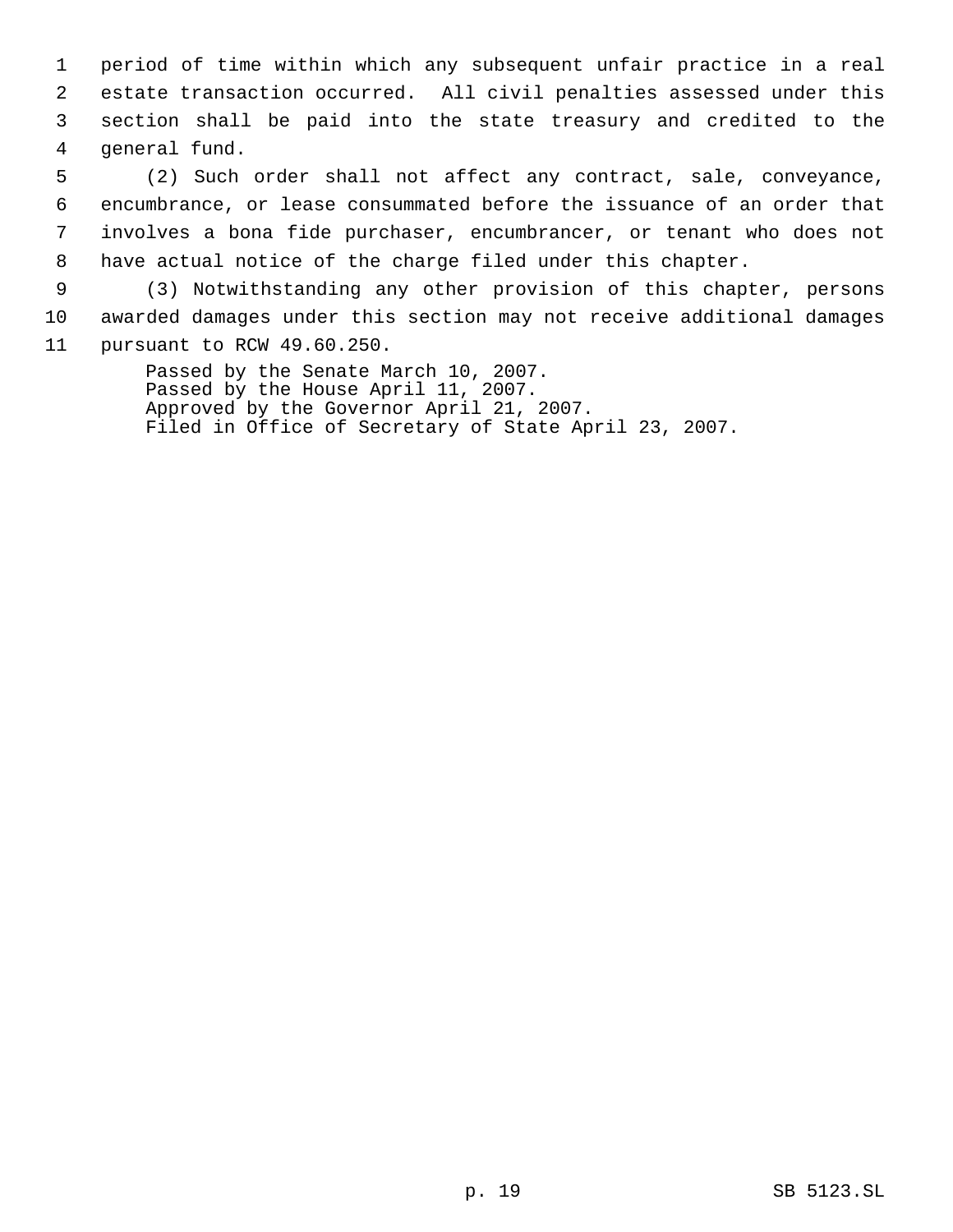period of time within which any subsequent unfair practice in a real estate transaction occurred. All civil penalties assessed under this section shall be paid into the state treasury and credited to the general fund.

(2) Such order shall not affect any contract, sale, conveyance, encumbrance, or lease consummated before the issuance of an order that involves a bona fide purchaser, encumbrancer, or tenant who does not have actual notice of the charge filed under this chapter.

(3) Notwithstanding any other provision of this chapter, persons awarded damages under this section may not receive additional damages pursuant to RCW 49.60.250.

Passed by the Senate March 10, 2007.
Passed by the House April 11, 2007.
Approved by the Governor April 21, 2007.
Filed in Office of Secretary of State April 23, 2007.